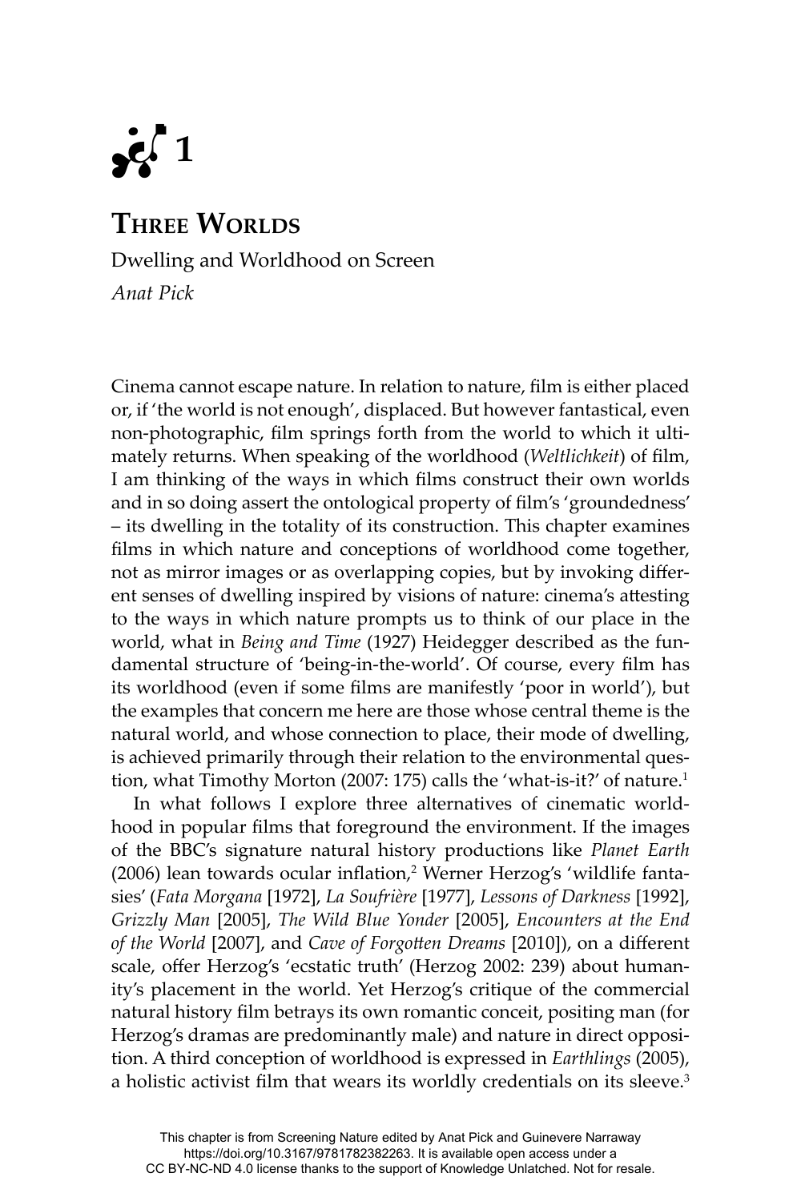# 1

## Three Worlds

Dwelling and Worldhood on Screen

*Anat Pick*

Cinema cannot escape nature. In relation to nature, film is either placed or, if 'the world is not enough', displaced. But however fantastical, even non-photographic, film springs forth from the world to which it ultimately returns. When speaking of the worldhood (*Weltlichkeit*) of film, I am thinking of the ways in which films construct their own worlds and in so doing assert the ontological property of film's 'groundedness' – its dwelling in the totality of its construction. This chapter examines films in which nature and conceptions of worldhood come together, not as mirror images or as overlapping copies, but by invoking different senses of dwelling inspired by visions of nature: cinema's attesting to the ways in which nature prompts us to think of our place in the world, what in *Being and Time* (1927) Heidegger described as the fundamental structure of 'being-in-the-world'. Of course, every film has its worldhood (even if some films are manifestly 'poor in world'), but the examples that concern me here are those whose central theme is the natural world, and whose connection to place, their mode of dwelling, is achieved primarily through their relation to the environmental question, what Timothy Morton (2007: 175) calls the 'what-is-it?' of nature.[1]

In what follows I explore three alternatives of cinematic worldhood in popular films that foreground the environment. If the images of the BBC's signature natural history productions like *Planet Earth* (2006) lean towards ocular inflation,[2] Werner Herzog's 'wildlife fantasies' (*Fata Morgana* [1972], *La Soufrière* [1977], *Lessons of Darkness* [1992], *Grizzly Man* [2005], *The Wild Blue Yonder* [2005], *Encounters at the End of the World* [2007], and *Cave of Forgotten Dreams* [2010]), on a different scale, offer Herzog's 'ecstatic truth' (Herzog 2002: 239) about humanity's placement in the world. Yet Herzog's critique of the commercial natural history film betrays its own romantic conceit, positing man (for Herzog's dramas are predominantly male) and nature in direct opposition. A third conception of worldhood is expressed in *Earthlings* (2005), a holistic activist film that wears its worldly credentials on its sleeve.[3]

This chapter is from Screening Nature edited by Anat Pick and Guinevere Narraway https://doi.org/10.3167/9781782382263. It is available open access under a CC BY-NC-ND 4.0 license thanks to the support of Knowledge Unlatched. Not for resale.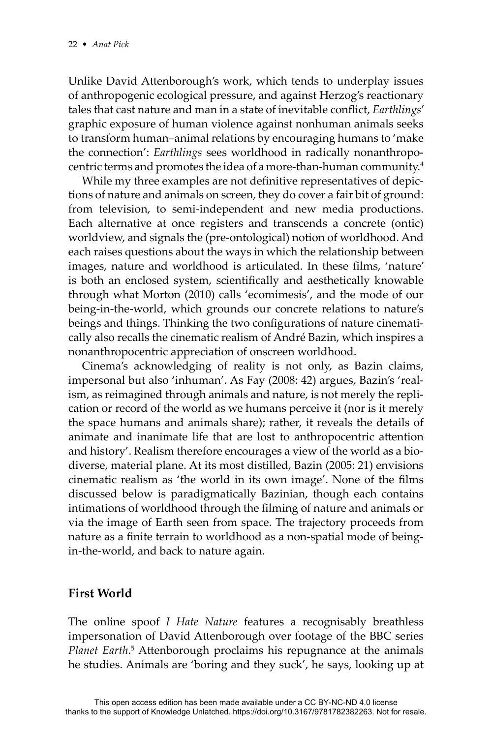Unlike David Attenborough's work, which tends to underplay issues of anthropogenic ecological pressure, and against Herzog's reactionary tales that cast nature and man in a state of inevitable conflict, *Earthlings*' graphic exposure of human violence against nonhuman animals seeks to transform human–animal relations by encouraging humans to 'make the connection': *Earthlings* sees worldhood in radically nonanthropocentric terms and promotes the idea of a more-than-human community.[4]

While my three examples are not definitive representatives of depictions of nature and animals on screen, they do cover a fair bit of ground: from television, to semi-independent and new media productions. Each alternative at once registers and transcends a concrete (ontic) worldview, and signals the (pre-ontological) notion of worldhood. And each raises questions about the ways in which the relationship between images, nature and worldhood is articulated. In these films, 'nature' is both an enclosed system, scientifically and aesthetically knowable through what Morton (2010) calls 'ecomimesis', and the mode of our being-in-the-world, which grounds our concrete relations to nature's beings and things. Thinking the two configurations of nature cinematically also recalls the cinematic realism of André Bazin, which inspires a nonanthropocentric appreciation of onscreen worldhood.

Cinema's acknowledging of reality is not only, as Bazin claims, impersonal but also 'inhuman'. As Fay (2008: 42) argues, Bazin's 'realism, as reimagined through animals and nature, is not merely the replication or record of the world as we humans perceive it (nor is it merely the space humans and animals share); rather, it reveals the details of animate and inanimate life that are lost to anthropocentric attention and history'. Realism therefore encourages a view of the world as a biodiverse, material plane. At its most distilled, Bazin (2005: 21) envisions cinematic realism as 'the world in its own image'. None of the films discussed below is paradigmatically Bazinian, though each contains intimations of worldhood through the filming of nature and animals or via the image of Earth seen from space. The trajectory proceeds from nature as a finite terrain to worldhood as a non-spatial mode of being-in-the-world, and back to nature again.

## First World

The online spoof *I Hate Nature* features a recognisably breathless impersonation of David Attenborough over footage of the BBC series *Planet Earth*.[5] Attenborough proclaims his repugnance at the animals he studies. Animals are 'boring and they suck', he says, looking up at

This open access edition has been made available under a CC BY-NC-ND 4.0 license thanks to the support of Knowledge Unlatched. https://doi.org/10.3167/9781782382263. Not for resale.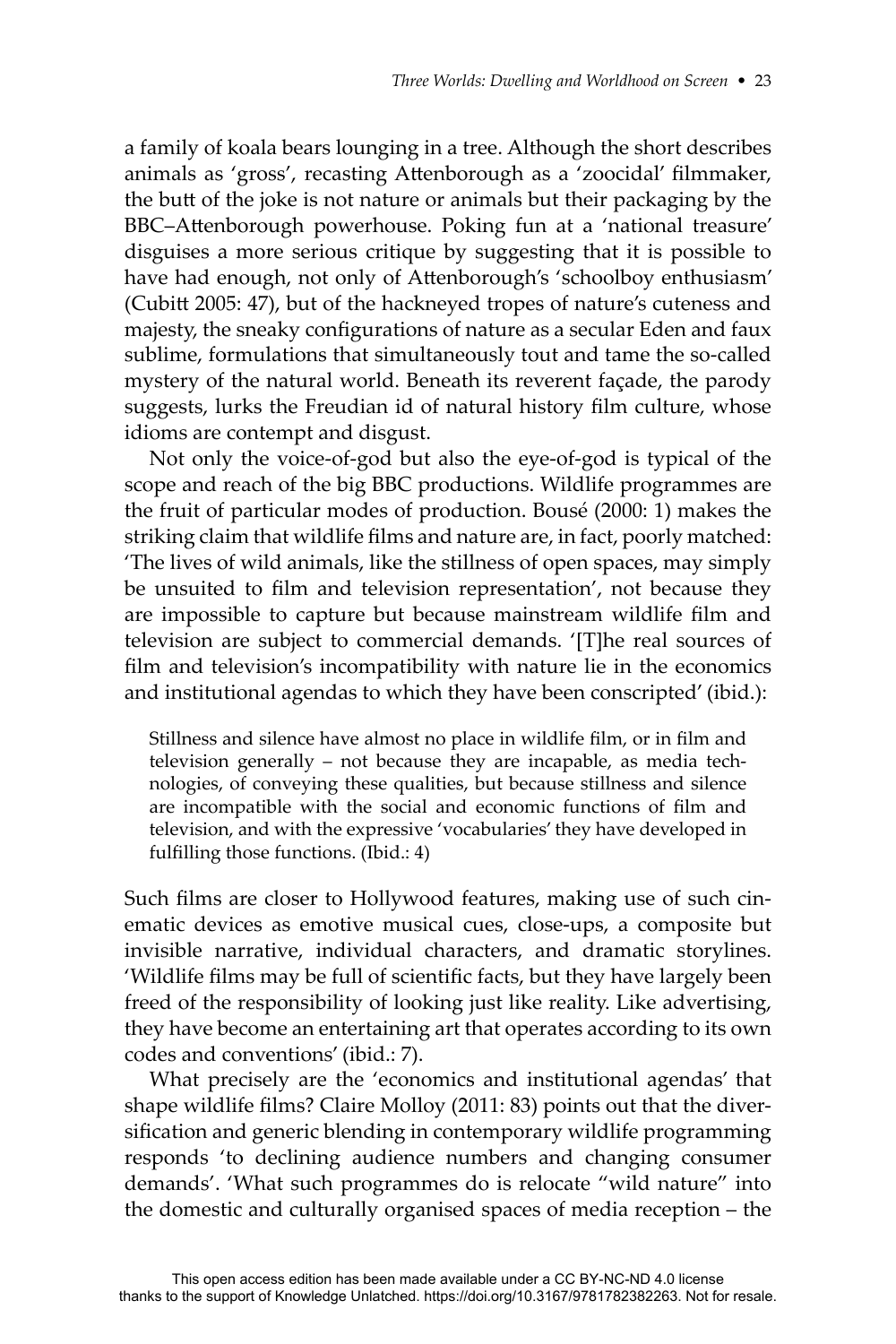a family of koala bears lounging in a tree. Although the short describes animals as 'gross', recasting Attenborough as a 'zoocidal' filmmaker, the butt of the joke is not nature or animals but their packaging by the BBC–Attenborough powerhouse. Poking fun at a 'national treasure' disguises a more serious critique by suggesting that it is possible to have had enough, not only of Attenborough's 'schoolboy enthusiasm' (Cubitt 2005: 47), but of the hackneyed tropes of nature's cuteness and majesty, the sneaky configurations of nature as a secular Eden and faux sublime, formulations that simultaneously tout and tame the so-called mystery of the natural world. Beneath its reverent façade, the parody suggests, lurks the Freudian id of natural history film culture, whose idioms are contempt and disgust.

Not only the voice-of-god but also the eye-of-god is typical of the scope and reach of the big BBC productions. Wildlife programmes are the fruit of particular modes of production. Bousé (2000: 1) makes the striking claim that wildlife films and nature are, in fact, poorly matched: 'The lives of wild animals, like the stillness of open spaces, may simply be unsuited to film and television representation', not because they are impossible to capture but because mainstream wildlife film and television are subject to commercial demands. '[T]he real sources of film and television's incompatibility with nature lie in the economics and institutional agendas to which they have been conscripted' (ibid.):

> Stillness and silence have almost no place in wildlife film, or in film and television generally – not because they are incapable, as media technologies, of conveying these qualities, but because stillness and silence are incompatible with the social and economic functions of film and television, and with the expressive 'vocabularies' they have developed in fulfilling those functions. (Ibid.: 4)

Such films are closer to Hollywood features, making use of such cinematic devices as emotive musical cues, close-ups, a composite but invisible narrative, individual characters, and dramatic storylines. 'Wildlife films may be full of scientific facts, but they have largely been freed of the responsibility of looking just like reality. Like advertising, they have become an entertaining art that operates according to its own codes and conventions' (ibid.: 7).

What precisely are the 'economics and institutional agendas' that shape wildlife films? Claire Molloy (2011: 83) points out that the diversification and generic blending in contemporary wildlife programming responds 'to declining audience numbers and changing consumer demands'. 'What such programmes do is relocate "wild nature" into the domestic and culturally organised spaces of media reception – the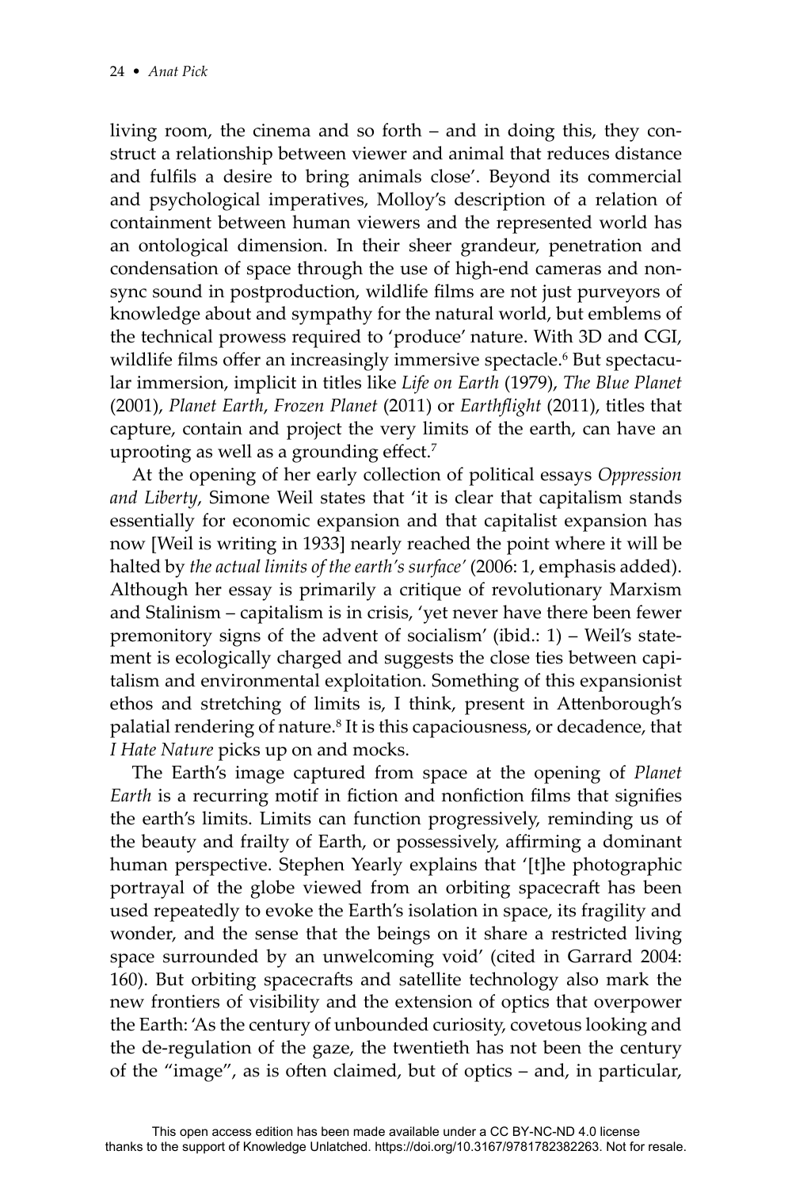living room, the cinema and so forth – and in doing this, they construct a relationship between viewer and animal that reduces distance and fulfils a desire to bring animals close'. Beyond its commercial and psychological imperatives, Molloy's description of a relation of containment between human viewers and the represented world has an ontological dimension. In their sheer grandeur, penetration and condensation of space through the use of high-end cameras and non-sync sound in postproduction, wildlife films are not just purveyors of knowledge about and sympathy for the natural world, but emblems of the technical prowess required to 'produce' nature. With 3D and CGI, wildlife films offer an increasingly immersive spectacle.[6] But spectacular immersion, implicit in titles like *Life on Earth* (1979), *The Blue Planet* (2001), *Planet Earth*, *Frozen Planet* (2011) or *Earthflight* (2011), titles that capture, contain and project the very limits of the earth, can have an uprooting as well as a grounding effect.[7]

At the opening of her early collection of political essays *Oppression and Liberty*, Simone Weil states that 'it is clear that capitalism stands essentially for economic expansion and that capitalist expansion has now [Weil is writing in 1933] nearly reached the point where it will be halted by *the actual limits of the earth's surface'* (2006: 1, emphasis added). Although her essay is primarily a critique of revolutionary Marxism and Stalinism – capitalism is in crisis, 'yet never have there been fewer premonitory signs of the advent of socialism' (ibid.: 1) – Weil's statement is ecologically charged and suggests the close ties between capitalism and environmental exploitation. Something of this expansionist ethos and stretching of limits is, I think, present in Attenborough's palatial rendering of nature.[8] It is this capaciousness, or decadence, that *I Hate Nature* picks up on and mocks.

The Earth's image captured from space at the opening of *Planet Earth* is a recurring motif in fiction and nonfiction films that signifies the earth's limits. Limits can function progressively, reminding us of the beauty and frailty of Earth, or possessively, affirming a dominant human perspective. Stephen Yearly explains that '[t]he photographic portrayal of the globe viewed from an orbiting spacecraft has been used repeatedly to evoke the Earth's isolation in space, its fragility and wonder, and the sense that the beings on it share a restricted living space surrounded by an unwelcoming void' (cited in Garrard 2004: 160). But orbiting spacecrafts and satellite technology also mark the new frontiers of visibility and the extension of optics that overpower the Earth: 'As the century of unbounded curiosity, covetous looking and the de-regulation of the gaze, the twentieth has not been the century of the "image", as is often claimed, but of optics – and, in particular,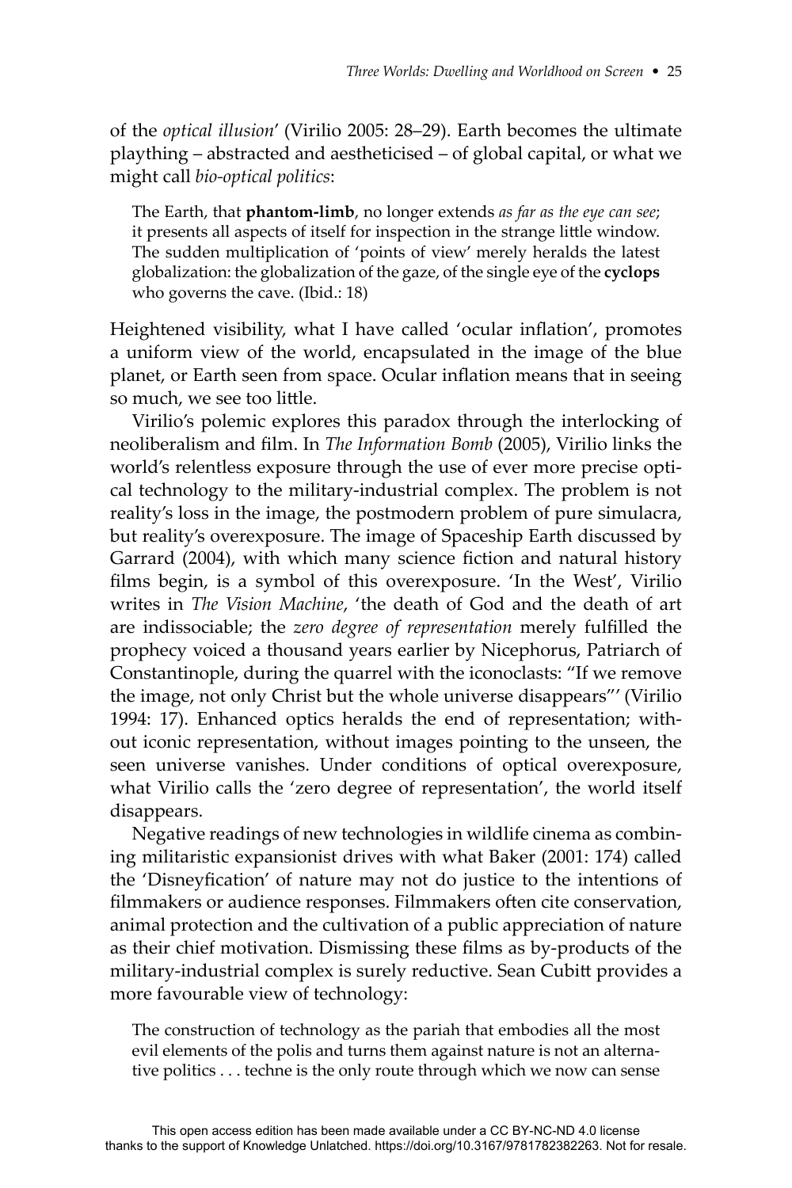of the *optical illusion*' (Virilio 2005: 28–29). Earth becomes the ultimate plaything – abstracted and aestheticised – of global capital, or what we might call *bio-optical politics*:

> The Earth, that **phantom-limb**, no longer extends *as far as the eye can see*; it presents all aspects of itself for inspection in the strange little window. The sudden multiplication of 'points of view' merely heralds the latest globalization: the globalization of the gaze, of the single eye of the **cyclops** who governs the cave. (Ibid.: 18)

Heightened visibility, what I have called 'ocular inflation', promotes a uniform view of the world, encapsulated in the image of the blue planet, or Earth seen from space. Ocular inflation means that in seeing so much, we see too little.

Virilio's polemic explores this paradox through the interlocking of neoliberalism and film. In *The Information Bomb* (2005), Virilio links the world's relentless exposure through the use of ever more precise optical technology to the military-industrial complex. The problem is not reality's loss in the image, the postmodern problem of pure simulacra, but reality's overexposure. The image of Spaceship Earth discussed by Garrard (2004), with which many science fiction and natural history films begin, is a symbol of this overexposure. 'In the West', Virilio writes in *The Vision Machine*, 'the death of God and the death of art are indissociable; the *zero degree of representation* merely fulfilled the prophecy voiced a thousand years earlier by Nicephorus, Patriarch of Constantinople, during the quarrel with the iconoclasts: "If we remove the image, not only Christ but the whole universe disappears"' (Virilio 1994: 17). Enhanced optics heralds the end of representation; without iconic representation, without images pointing to the unseen, the seen universe vanishes. Under conditions of optical overexposure, what Virilio calls the 'zero degree of representation', the world itself disappears.

Negative readings of new technologies in wildlife cinema as combining militaristic expansionist drives with what Baker (2001: 174) called the 'Disneyfication' of nature may not do justice to the intentions of filmmakers or audience responses. Filmmakers often cite conservation, animal protection and the cultivation of a public appreciation of nature as their chief motivation. Dismissing these films as by-products of the military-industrial complex is surely reductive. Sean Cubitt provides a more favourable view of technology:

> The construction of technology as the pariah that embodies all the most evil elements of the polis and turns them against nature is not an alternative politics . . . techne is the only route through which we now can sense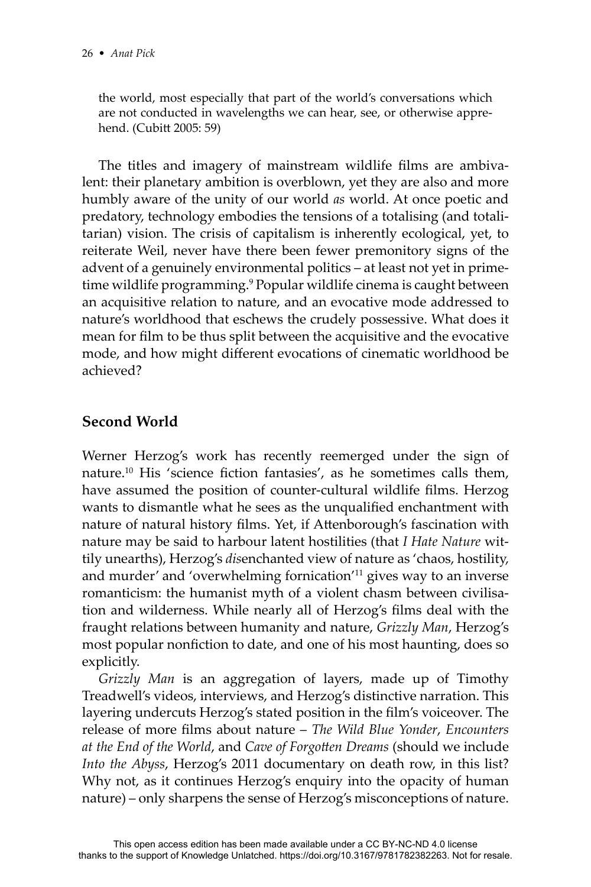the world, most especially that part of the world's conversations which are not conducted in wavelengths we can hear, see, or otherwise apprehend. (Cubitt 2005: 59)

The titles and imagery of mainstream wildlife films are ambivalent: their planetary ambition is overblown, yet they are also and more humbly aware of the unity of our world *as* world. At once poetic and predatory, technology embodies the tensions of a totalising (and totalitarian) vision. The crisis of capitalism is inherently ecological, yet, to reiterate Weil, never have there been fewer premonitory signs of the advent of a genuinely environmental politics – at least not yet in prime-time wildlife programming.[9] Popular wildlife cinema is caught between an acquisitive relation to nature, and an evocative mode addressed to nature's worldhood that eschews the crudely possessive. What does it mean for film to be thus split between the acquisitive and the evocative mode, and how might different evocations of cinematic worldhood be achieved?

## Second World

Werner Herzog's work has recently reemerged under the sign of nature.[10] His 'science fiction fantasies', as he sometimes calls them, have assumed the position of counter-cultural wildlife films. Herzog wants to dismantle what he sees as the unqualified enchantment with nature of natural history films. Yet, if Attenborough's fascination with nature may be said to harbour latent hostilities (that *I Hate Nature* wittily unearths), Herzog's *dis*enchanted view of nature as 'chaos, hostility, and murder' and 'overwhelming fornication'[11] gives way to an inverse romanticism: the humanist myth of a violent chasm between civilisation and wilderness. While nearly all of Herzog's films deal with the fraught relations between humanity and nature, *Grizzly Man*, Herzog's most popular nonfiction to date, and one of his most haunting, does so explicitly.

*Grizzly Man* is an aggregation of layers, made up of Timothy Treadwell's videos, interviews, and Herzog's distinctive narration. This layering undercuts Herzog's stated position in the film's voiceover. The release of more films about nature – *The Wild Blue Yonder*, *Encounters at the End of the World*, and *Cave of Forgotten Dreams* (should we include *Into the Abyss*, Herzog's 2011 documentary on death row, in this list? Why not, as it continues Herzog's enquiry into the opacity of human nature) – only sharpens the sense of Herzog's misconceptions of nature.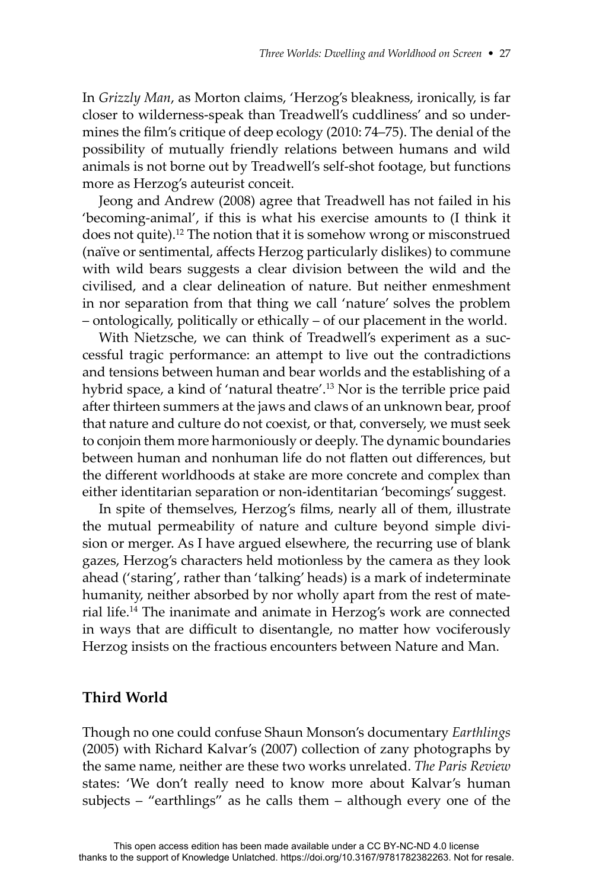In *Grizzly Man*, as Morton claims, 'Herzog's bleakness, ironically, is far closer to wilderness-speak than Treadwell's cuddliness' and so undermines the film's critique of deep ecology (2010: 74–75). The denial of the possibility of mutually friendly relations between humans and wild animals is not borne out by Treadwell's self-shot footage, but functions more as Herzog's auteurist conceit.

Jeong and Andrew (2008) agree that Treadwell has not failed in his 'becoming-animal', if this is what his exercise amounts to (I think it does not quite).[12] The notion that it is somehow wrong or misconstrued (naïve or sentimental, affects Herzog particularly dislikes) to commune with wild bears suggests a clear division between the wild and the civilised, and a clear delineation of nature. But neither enmeshment in nor separation from that thing we call 'nature' solves the problem – ontologically, politically or ethically – of our placement in the world.

With Nietzsche, we can think of Treadwell's experiment as a successful tragic performance: an attempt to live out the contradictions and tensions between human and bear worlds and the establishing of a hybrid space, a kind of 'natural theatre'.[13] Nor is the terrible price paid after thirteen summers at the jaws and claws of an unknown bear, proof that nature and culture do not coexist, or that, conversely, we must seek to conjoin them more harmoniously or deeply. The dynamic boundaries between human and nonhuman life do not flatten out differences, but the different worldhoods at stake are more concrete and complex than either identitarian separation or non-identitarian 'becomings' suggest.

In spite of themselves, Herzog's films, nearly all of them, illustrate the mutual permeability of nature and culture beyond simple division or merger. As I have argued elsewhere, the recurring use of blank gazes, Herzog's characters held motionless by the camera as they look ahead ('staring', rather than 'talking' heads) is a mark of indeterminate humanity, neither absorbed by nor wholly apart from the rest of material life.[14] The inanimate and animate in Herzog's work are connected in ways that are difficult to disentangle, no matter how vociferously Herzog insists on the fractious encounters between Nature and Man.

## Third World

Though no one could confuse Shaun Monson's documentary *Earthlings* (2005) with Richard Kalvar's (2007) collection of zany photographs by the same name, neither are these two works unrelated. *The Paris Review* states: 'We don't really need to know more about Kalvar's human subjects – "earthlings" as he calls them – although every one of the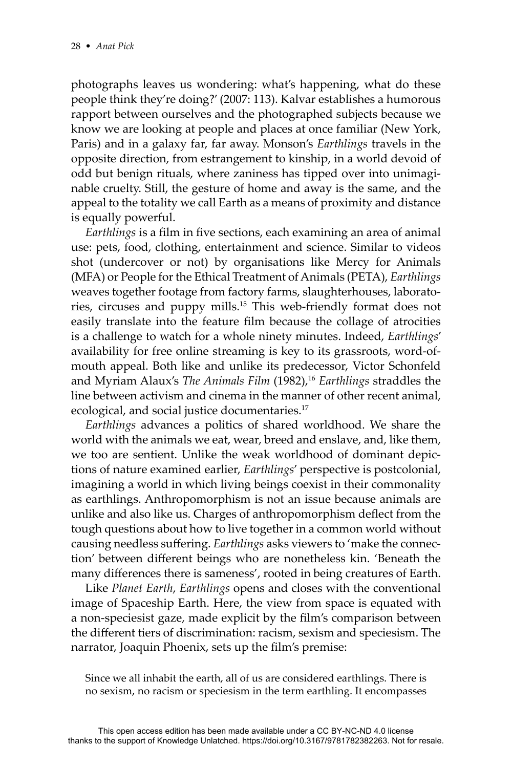photographs leaves us wondering: what's happening, what do these people think they're doing?' (2007: 113). Kalvar establishes a humorous rapport between ourselves and the photographed subjects because we know we are looking at people and places at once familiar (New York, Paris) and in a galaxy far, far away. Monson's *Earthlings* travels in the opposite direction, from estrangement to kinship, in a world devoid of odd but benign rituals, where zaniness has tipped over into unimaginable cruelty. Still, the gesture of home and away is the same, and the appeal to the totality we call Earth as a means of proximity and distance is equally powerful.

*Earthlings* is a film in five sections, each examining an area of animal use: pets, food, clothing, entertainment and science. Similar to videos shot (undercover or not) by organisations like Mercy for Animals (MFA) or People for the Ethical Treatment of Animals (PETA), *Earthlings* weaves together footage from factory farms, slaughterhouses, laboratories, circuses and puppy mills.[15] This web-friendly format does not easily translate into the feature film because the collage of atrocities is a challenge to watch for a whole ninety minutes. Indeed, *Earthlings*' availability for free online streaming is key to its grassroots, word-of-mouth appeal. Both like and unlike its predecessor, Victor Schonfeld and Myriam Alaux's *The Animals Film* (1982),[16] *Earthlings* straddles the line between activism and cinema in the manner of other recent animal, ecological, and social justice documentaries.[17]

*Earthlings* advances a politics of shared worldhood. We share the world with the animals we eat, wear, breed and enslave, and, like them, we too are sentient. Unlike the weak worldhood of dominant depictions of nature examined earlier, *Earthlings*' perspective is postcolonial, imagining a world in which living beings coexist in their commonality as earthlings. Anthropomorphism is not an issue because animals are unlike and also like us. Charges of anthropomorphism deflect from the tough questions about how to live together in a common world without causing needless suffering. *Earthlings* asks viewers to 'make the connection' between different beings who are nonetheless kin. 'Beneath the many differences there is sameness', rooted in being creatures of Earth.

Like *Planet Earth*, *Earthlings* opens and closes with the conventional image of Spaceship Earth. Here, the view from space is equated with a non-speciesist gaze, made explicit by the film's comparison between the different tiers of discrimination: racism, sexism and speciesism. The narrator, Joaquin Phoenix, sets up the film's premise:

> Since we all inhabit the earth, all of us are considered earthlings. There is no sexism, no racism or speciesism in the term earthling. It encompasses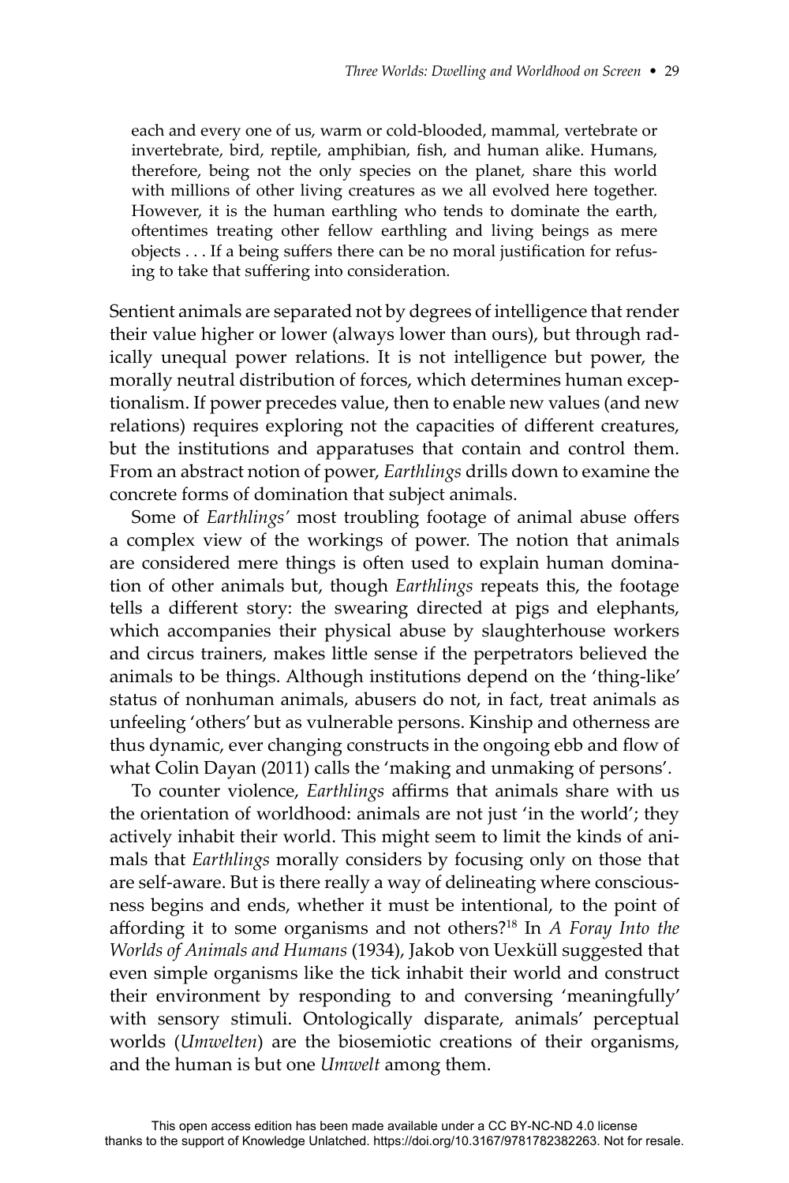> each and every one of us, warm or cold-blooded, mammal, vertebrate or invertebrate, bird, reptile, amphibian, fish, and human alike. Humans, therefore, being not the only species on the planet, share this world with millions of other living creatures as we all evolved here together. However, it is the human earthling who tends to dominate the earth, oftentimes treating other fellow earthling and living beings as mere objects . . . If a being suffers there can be no moral justification for refusing to take that suffering into consideration.

Sentient animals are separated not by degrees of intelligence that render their value higher or lower (always lower than ours), but through radically unequal power relations. It is not intelligence but power, the morally neutral distribution of forces, which determines human exceptionalism. If power precedes value, then to enable new values (and new relations) requires exploring not the capacities of different creatures, but the institutions and apparatuses that contain and control them. From an abstract notion of power, *Earthlings* drills down to examine the concrete forms of domination that subject animals.

Some of *Earthlings'* most troubling footage of animal abuse offers a complex view of the workings of power. The notion that animals are considered mere things is often used to explain human domination of other animals but, though *Earthlings* repeats this, the footage tells a different story: the swearing directed at pigs and elephants, which accompanies their physical abuse by slaughterhouse workers and circus trainers, makes little sense if the perpetrators believed the animals to be things. Although institutions depend on the 'thing-like' status of nonhuman animals, abusers do not, in fact, treat animals as unfeeling 'others' but as vulnerable persons. Kinship and otherness are thus dynamic, ever changing constructs in the ongoing ebb and flow of what Colin Dayan (2011) calls the 'making and unmaking of persons'.

To counter violence, *Earthlings* affirms that animals share with us the orientation of worldhood: animals are not just 'in the world'; they actively inhabit their world. This might seem to limit the kinds of animals that *Earthlings* morally considers by focusing only on those that are self-aware. But is there really a way of delineating where consciousness begins and ends, whether it must be intentional, to the point of affording it to some organisms and not others?[18] In *A Foray Into the Worlds of Animals and Humans* (1934), Jakob von Uexküll suggested that even simple organisms like the tick inhabit their world and construct their environment by responding to and conversing 'meaningfully' with sensory stimuli. Ontologically disparate, animals' perceptual worlds (*Umwelten*) are the biosemiotic creations of their organisms, and the human is but one *Umwelt* among them.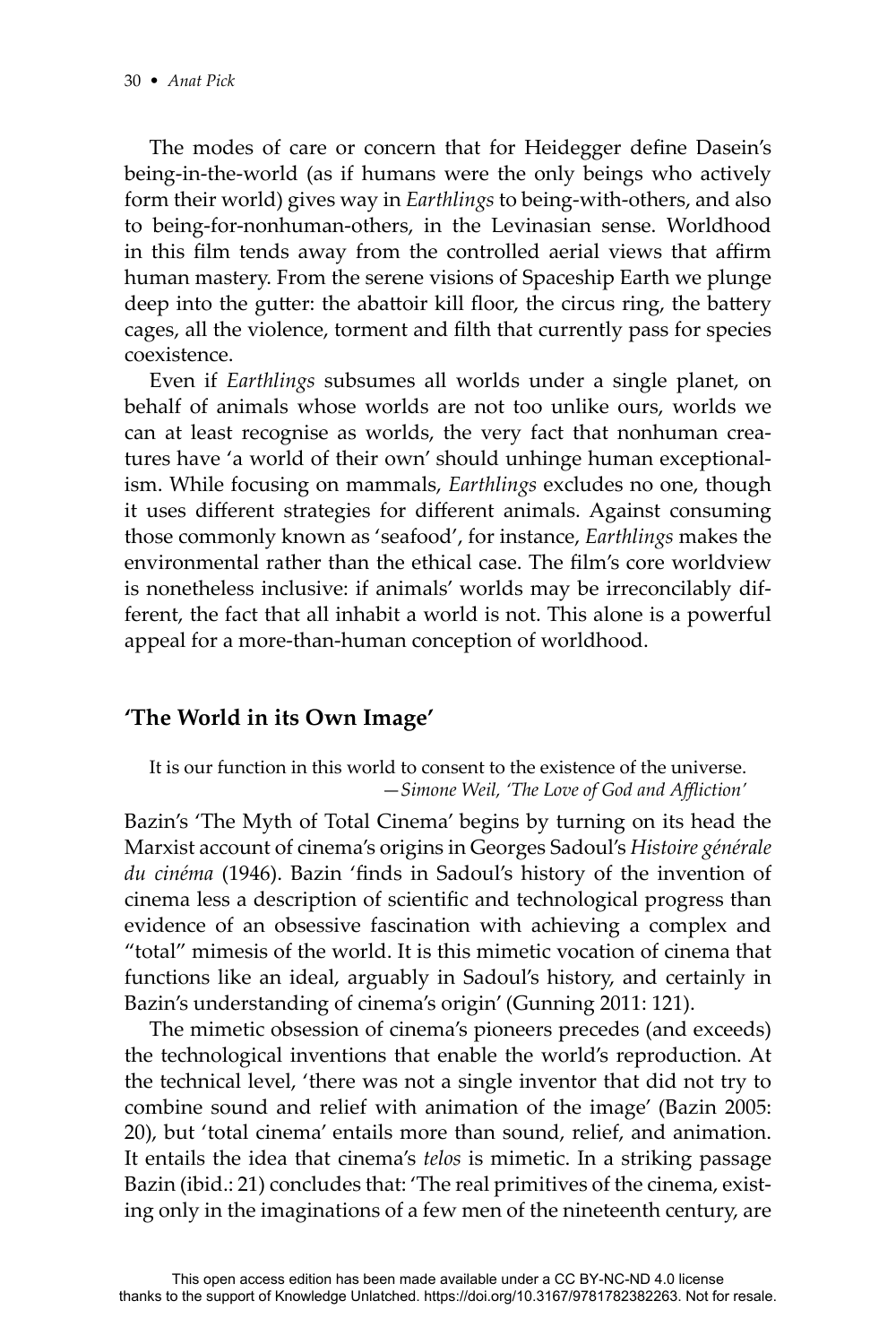The modes of care or concern that for Heidegger define Dasein's being-in-the-world (as if humans were the only beings who actively form their world) gives way in *Earthlings* to being-with-others, and also to being-for-nonhuman-others, in the Levinasian sense. Worldhood in this film tends away from the controlled aerial views that affirm human mastery. From the serene visions of Spaceship Earth we plunge deep into the gutter: the abattoir kill floor, the circus ring, the battery cages, all the violence, torment and filth that currently pass for species coexistence.

Even if *Earthlings* subsumes all worlds under a single planet, on behalf of animals whose worlds are not too unlike ours, worlds we can at least recognise as worlds, the very fact that nonhuman creatures have 'a world of their own' should unhinge human exceptionalism. While focusing on mammals, *Earthlings* excludes no one, though it uses different strategies for different animals. Against consuming those commonly known as 'seafood', for instance, *Earthlings* makes the environmental rather than the ethical case. The film's core worldview is nonetheless inclusive: if animals' worlds may be irreconcilably different, the fact that all inhabit a world is not. This alone is a powerful appeal for a more-than-human conception of worldhood.

## 'The World in its Own Image'

> It is our function in this world to consent to the existence of the universe.
> —*Simone Weil, 'The Love of God and Affliction'*

Bazin's 'The Myth of Total Cinema' begins by turning on its head the Marxist account of cinema's origins in Georges Sadoul's *Histoire générale du cinéma* (1946). Bazin 'finds in Sadoul's history of the invention of cinema less a description of scientific and technological progress than evidence of an obsessive fascination with achieving a complex and "total" mimesis of the world. It is this mimetic vocation of cinema that functions like an ideal, arguably in Sadoul's history, and certainly in Bazin's understanding of cinema's origin' (Gunning 2011: 121).

The mimetic obsession of cinema's pioneers precedes (and exceeds) the technological inventions that enable the world's reproduction. At the technical level, 'there was not a single inventor that did not try to combine sound and relief with animation of the image' (Bazin 2005: 20), but 'total cinema' entails more than sound, relief, and animation. It entails the idea that cinema's *telos* is mimetic. In a striking passage Bazin (ibid.: 21) concludes that: 'The real primitives of the cinema, existing only in the imaginations of a few men of the nineteenth century, are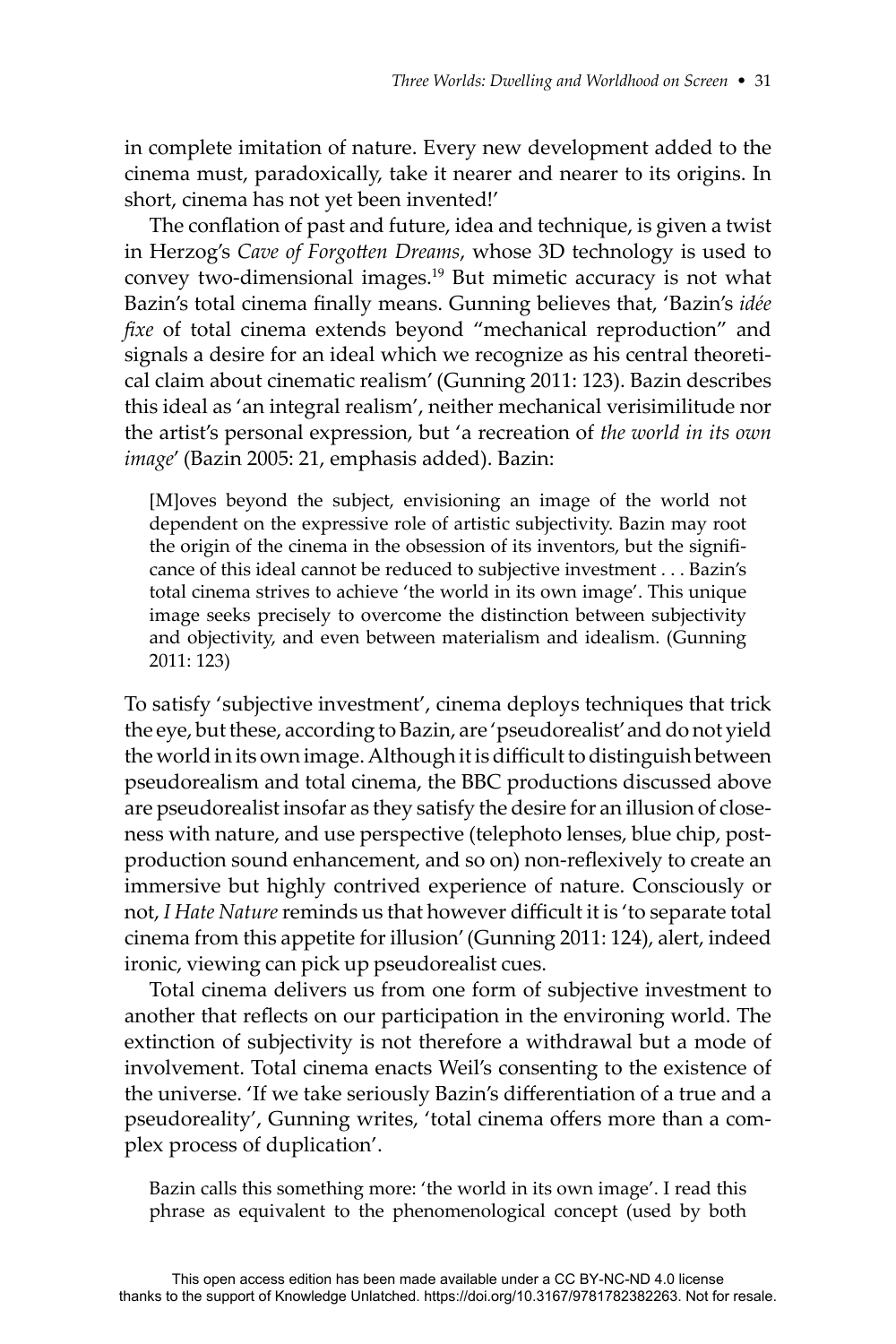in complete imitation of nature. Every new development added to the cinema must, paradoxically, take it nearer and nearer to its origins. In short, cinema has not yet been invented!'

The conflation of past and future, idea and technique, is given a twist in Herzog's *Cave of Forgotten Dreams*, whose 3D technology is used to convey two-dimensional images.[19] But mimetic accuracy is not what Bazin's total cinema finally means. Gunning believes that, 'Bazin's *idée fixe* of total cinema extends beyond "mechanical reproduction" and signals a desire for an ideal which we recognize as his central theoretical claim about cinematic realism' (Gunning 2011: 123). Bazin describes this ideal as 'an integral realism', neither mechanical verisimilitude nor the artist's personal expression, but 'a recreation of *the world in its own image*' (Bazin 2005: 21, emphasis added). Bazin:

> [M]oves beyond the subject, envisioning an image of the world not dependent on the expressive role of artistic subjectivity. Bazin may root the origin of the cinema in the obsession of its inventors, but the significance of this ideal cannot be reduced to subjective investment . . . Bazin's total cinema strives to achieve 'the world in its own image'. This unique image seeks precisely to overcome the distinction between subjectivity and objectivity, and even between materialism and idealism. (Gunning 2011: 123)

To satisfy 'subjective investment', cinema deploys techniques that trick the eye, but these, according to Bazin, are 'pseudorealist' and do not yield the world in its own image. Although it is difficult to distinguish between pseudorealism and total cinema, the BBC productions discussed above are pseudorealist insofar as they satisfy the desire for an illusion of closeness with nature, and use perspective (telephoto lenses, blue chip, post-production sound enhancement, and so on) non-reflexively to create an immersive but highly contrived experience of nature. Consciously or not, *I Hate Nature* reminds us that however difficult it is 'to separate total cinema from this appetite for illusion' (Gunning 2011: 124), alert, indeed ironic, viewing can pick up pseudorealist cues.

Total cinema delivers us from one form of subjective investment to another that reflects on our participation in the environing world. The extinction of subjectivity is not therefore a withdrawal but a mode of involvement. Total cinema enacts Weil's consenting to the existence of the universe. 'If we take seriously Bazin's differentiation of a true and a pseudoreality', Gunning writes, 'total cinema offers more than a complex process of duplication'.

> Bazin calls this something more: 'the world in its own image'. I read this phrase as equivalent to the phenomenological concept (used by both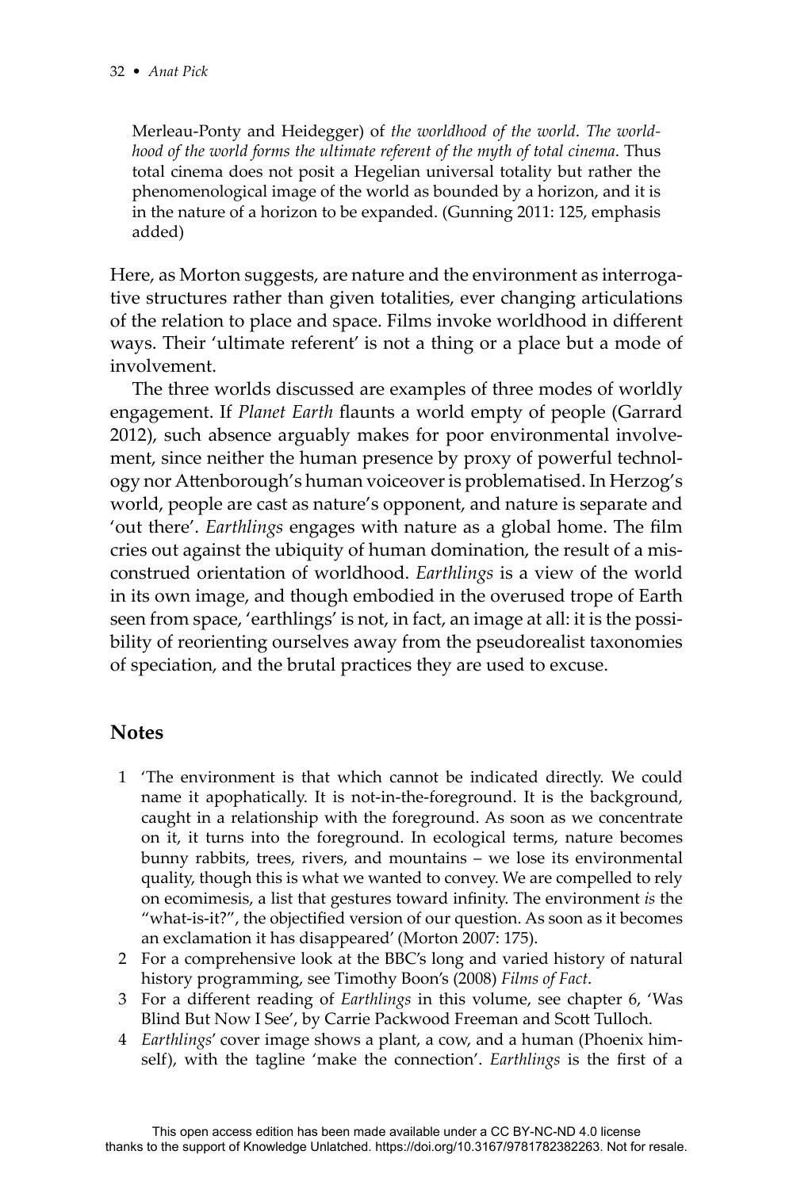Merleau-Ponty and Heidegger) of *the worldhood of the world*. *The worldhood of the world forms the ultimate referent of the myth of total cinema*. Thus total cinema does not posit a Hegelian universal totality but rather the phenomenological image of the world as bounded by a horizon, and it is in the nature of a horizon to be expanded. (Gunning 2011: 125, emphasis added)

Here, as Morton suggests, are nature and the environment as interrogative structures rather than given totalities, ever changing articulations of the relation to place and space. Films invoke worldhood in different ways. Their 'ultimate referent' is not a thing or a place but a mode of involvement.

The three worlds discussed are examples of three modes of worldly engagement. If *Planet Earth* flaunts a world empty of people (Garrard 2012), such absence arguably makes for poor environmental involvement, since neither the human presence by proxy of powerful technology nor Attenborough's human voiceover is problematised. In Herzog's world, people are cast as nature's opponent, and nature is separate and 'out there'. *Earthlings* engages with nature as a global home. The film cries out against the ubiquity of human domination, the result of a misconstrued orientation of worldhood. *Earthlings* is a view of the world in its own image, and though embodied in the overused trope of Earth seen from space, 'earthlings' is not, in fact, an image at all: it is the possibility of reorienting ourselves away from the pseudorealist taxonomies of speciation, and the brutal practices they are used to excuse.

## Notes

1. 'The environment is that which cannot be indicated directly. We could name it apophatically. It is not-in-the-foreground. It is the background, caught in a relationship with the foreground. As soon as we concentrate on it, it turns into the foreground. In ecological terms, nature becomes bunny rabbits, trees, rivers, and mountains – we lose its environmental quality, though this is what we wanted to convey. We are compelled to rely on ecomimesis, a list that gestures toward infinity. The environment *is* the "what-is-it?", the objectified version of our question. As soon as it becomes an exclamation it has disappeared' (Morton 2007: 175).
2. For a comprehensive look at the BBC's long and varied history of natural history programming, see Timothy Boon's (2008) *Films of Fact*.
3. For a different reading of *Earthlings* in this volume, see chapter 6, 'Was Blind But Now I See', by Carrie Packwood Freeman and Scott Tulloch.
4. *Earthlings*' cover image shows a plant, a cow, and a human (Phoenix himself), with the tagline 'make the connection'. *Earthlings* is the first of a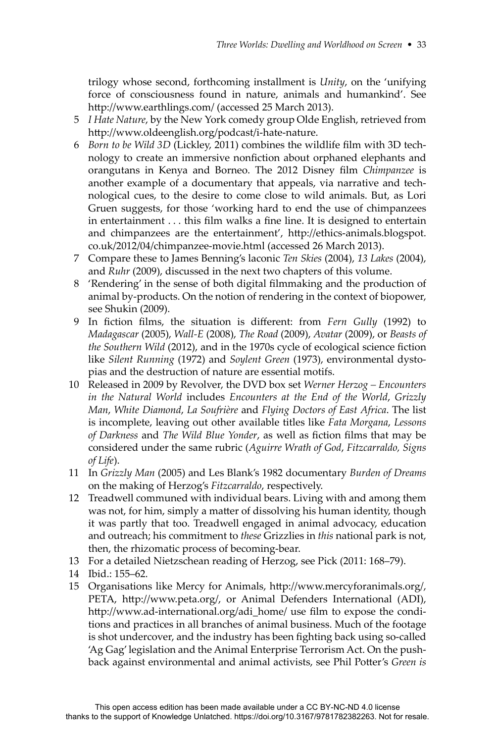trilogy whose second, forthcoming installment is *Unity*, on the 'unifying force of consciousness found in nature, animals and humankind'. See http://www.earthlings.com/ (accessed 25 March 2013).

5 *I Hate Nature*, by the New York comedy group Olde English, retrieved from http://www.oldeenglish.org/podcast/i-hate-nature.

6 *Born to be Wild 3D* (Lickley, 2011) combines the wildlife film with 3D technology to create an immersive nonfiction about orphaned elephants and orangutans in Kenya and Borneo. The 2012 Disney film *Chimpanzee* is another example of a documentary that appeals, via narrative and technological cues, to the desire to come close to wild animals. But, as Lori Gruen suggests, for those 'working hard to end the use of chimpanzees in entertainment . . . this film walks a fine line. It is designed to entertain and chimpanzees are the entertainment', http://ethics-animals.blogspot.co.uk/2012/04/chimpanzee-movie.html (accessed 26 March 2013).

7 Compare these to James Benning's laconic *Ten Skies* (2004), *13 Lakes* (2004), and *Ruhr* (2009), discussed in the next two chapters of this volume.

8 'Rendering' in the sense of both digital filmmaking and the production of animal by-products. On the notion of rendering in the context of biopower, see Shukin (2009).

9 In fiction films, the situation is different: from *Fern Gully* (1992) to *Madagascar* (2005), *Wall-E* (2008), *The Road* (2009), *Avatar* (2009), or *Beasts of the Southern Wild* (2012), and in the 1970s cycle of ecological science fiction like *Silent Running* (1972) and *Soylent Green* (1973), environmental dystopias and the destruction of nature are essential motifs.

10 Released in 2009 by Revolver, the DVD box set *Werner Herzog – Encounters in the Natural World* includes *Encounters at the End of the World*, *Grizzly Man*, *White Diamond*, *La Soufrière* and *Flying Doctors of East Africa*. The list is incomplete, leaving out other available titles like *Fata Morgana*, *Lessons of Darkness* and *The Wild Blue Yonder*, as well as fiction films that may be considered under the same rubric (*Aguirre Wrath of God*, *Fitzcarraldo, Signs of Life*).

11 In *Grizzly Man* (2005) and Les Blank's 1982 documentary *Burden of Dreams* on the making of Herzog's *Fitzcarraldo*, respectively.

12 Treadwell communed with individual bears. Living with and among them was not, for him, simply a matter of dissolving his human identity, though it was partly that too. Treadwell engaged in animal advocacy, education and outreach; his commitment to *these* Grizzlies in *this* national park is not, then, the rhizomatic process of becoming-bear.

13 For a detailed Nietzschean reading of Herzog, see Pick (2011: 168–79).

14 Ibid.: 155–62.

15 Organisations like Mercy for Animals, http://www.mercyforanimals.org/, PETA, http://www.peta.org/, or Animal Defenders International (ADI), http://www.ad-international.org/adi_home/ use film to expose the conditions and practices in all branches of animal business. Much of the footage is shot undercover, and the industry has been fighting back using so-called 'Ag Gag' legislation and the Animal Enterprise Terrorism Act. On the pushback against environmental and animal activists, see Phil Potter's *Green is*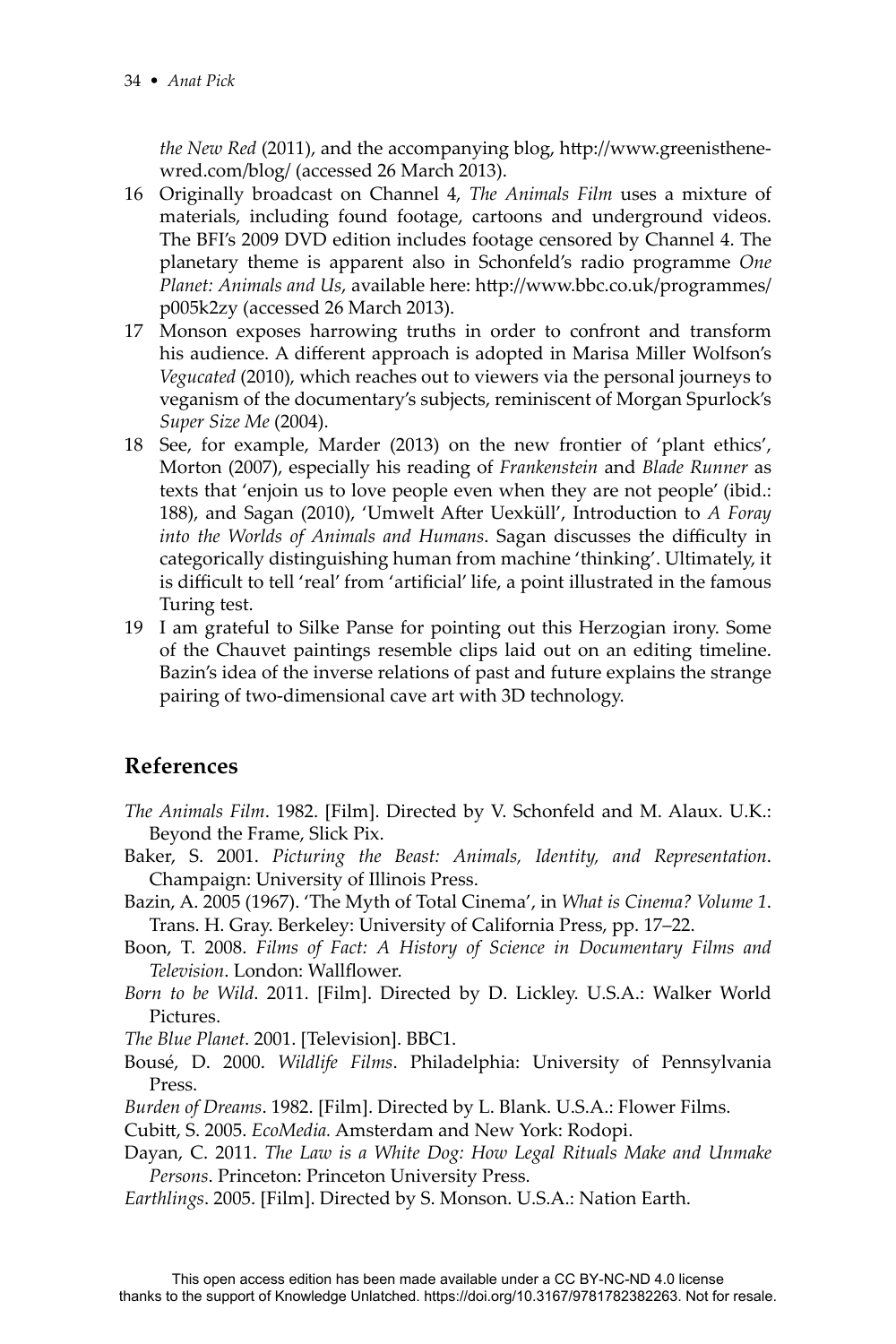*the New Red* (2011), and the accompanying blog, http://www.greenisthenewred.com/blog/ (accessed 26 March 2013).

16 Originally broadcast on Channel 4, *The Animals Film* uses a mixture of materials, including found footage, cartoons and underground videos. The BFI's 2009 DVD edition includes footage censored by Channel 4. The planetary theme is apparent also in Schonfeld's radio programme *One Planet: Animals and Us*, available here: http://www.bbc.co.uk/programmes/p005k2zy (accessed 26 March 2013).

17 Monson exposes harrowing truths in order to confront and transform his audience. A different approach is adopted in Marisa Miller Wolfson's *Vegucated* (2010), which reaches out to viewers via the personal journeys to veganism of the documentary's subjects, reminiscent of Morgan Spurlock's *Super Size Me* (2004).

18 See, for example, Marder (2013) on the new frontier of 'plant ethics', Morton (2007), especially his reading of *Frankenstein* and *Blade Runner* as texts that 'enjoin us to love people even when they are not people' (ibid.: 188), and Sagan (2010), 'Umwelt After Uexküll', Introduction to *A Foray into the Worlds of Animals and Humans*. Sagan discusses the difficulty in categorically distinguishing human from machine 'thinking'. Ultimately, it is difficult to tell 'real' from 'artificial' life, a point illustrated in the famous Turing test.

19 I am grateful to Silke Panse for pointing out this Herzogian irony. Some of the Chauvet paintings resemble clips laid out on an editing timeline. Bazin's idea of the inverse relations of past and future explains the strange pairing of two-dimensional cave art with 3D technology.

## References

*The Animals Film*. 1982. [Film]. Directed by V. Schonfeld and M. Alaux. U.K.: Beyond the Frame, Slick Pix.

Baker, S. 2001. *Picturing the Beast: Animals, Identity, and Representation*. Champaign: University of Illinois Press.

Bazin, A. 2005 (1967). 'The Myth of Total Cinema', in *What is Cinema? Volume 1*. Trans. H. Gray. Berkeley: University of California Press, pp. 17–22.

Boon, T. 2008. *Films of Fact: A History of Science in Documentary Films and Television*. London: Wallflower.

*Born to be Wild*. 2011. [Film]. Directed by D. Lickley. U.S.A.: Walker World Pictures.

*The Blue Planet*. 2001. [Television]. BBC1.

Bousé, D. 2000. *Wildlife Films*. Philadelphia: University of Pennsylvania Press.

*Burden of Dreams*. 1982. [Film]. Directed by L. Blank. U.S.A.: Flower Films.

Cubitt, S. 2005. *EcoMedia*. Amsterdam and New York: Rodopi.

Dayan, C. 2011. *The Law is a White Dog: How Legal Rituals Make and Unmake Persons*. Princeton: Princeton University Press.

*Earthlings*. 2005. [Film]. Directed by S. Monson. U.S.A.: Nation Earth.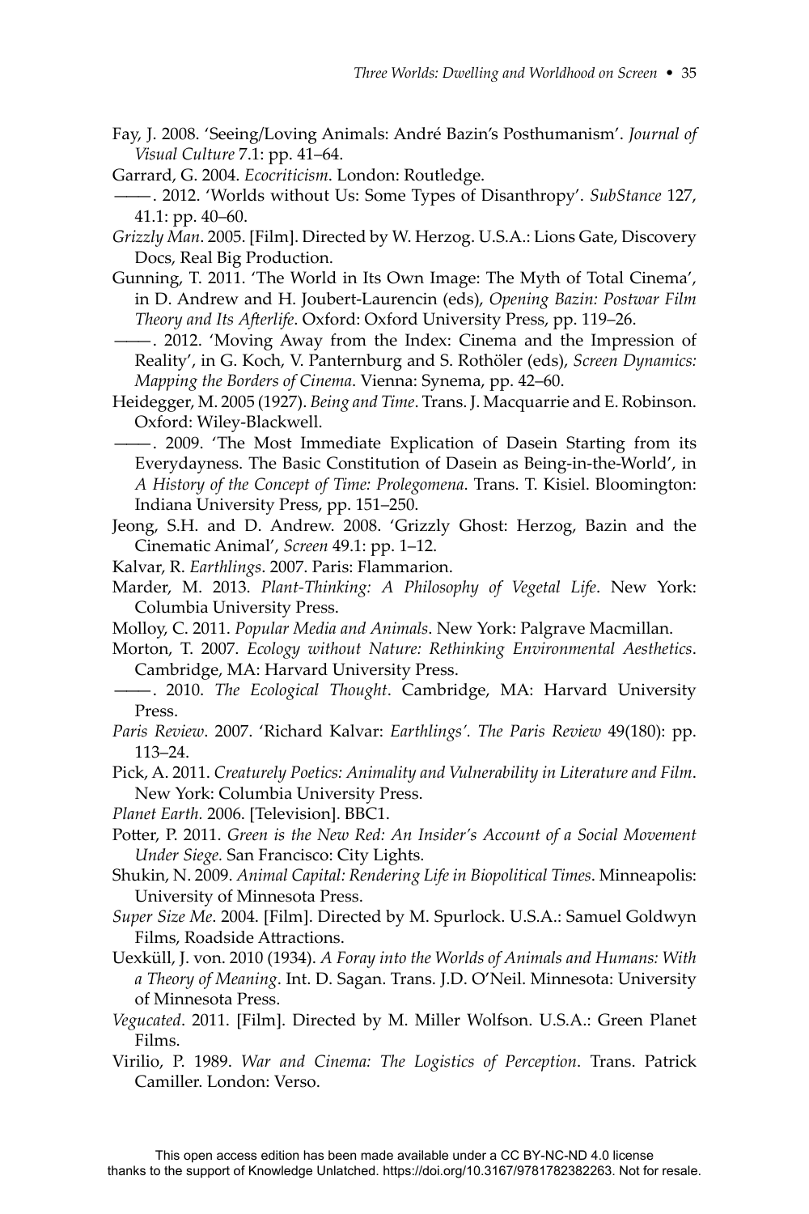Fay, J. 2008. 'Seeing/Loving Animals: André Bazin's Posthumanism'. *Journal of Visual Culture* 7.1: pp. 41–64.

Garrard, G. 2004. *Ecocriticism*. London: Routledge.

———. 2012. 'Worlds without Us: Some Types of Disanthropy'. *SubStance* 127, 41.1: pp. 40–60.

*Grizzly Man*. 2005. [Film]. Directed by W. Herzog. U.S.A.: Lions Gate, Discovery Docs, Real Big Production.

Gunning, T. 2011. 'The World in Its Own Image: The Myth of Total Cinema', in D. Andrew and H. Joubert-Laurencin (eds), *Opening Bazin: Postwar Film Theory and Its Afterlife*. Oxford: Oxford University Press, pp. 119–26.

———. 2012. 'Moving Away from the Index: Cinema and the Impression of Reality', in G. Koch, V. Panternburg and S. Rothöler (eds), *Screen Dynamics: Mapping the Borders of Cinema*. Vienna: Synema, pp. 42–60.

Heidegger, M. 2005 (1927). *Being and Time*. Trans. J. Macquarrie and E. Robinson. Oxford: Wiley-Blackwell.

———. 2009. 'The Most Immediate Explication of Dasein Starting from its Everydayness. The Basic Constitution of Dasein as Being-in-the-World', in *A History of the Concept of Time: Prolegomena*. Trans. T. Kisiel. Bloomington: Indiana University Press, pp. 151–250.

Jeong, S.H. and D. Andrew. 2008. 'Grizzly Ghost: Herzog, Bazin and the Cinematic Animal', *Screen* 49.1: pp. 1–12.

Kalvar, R. *Earthlings*. 2007. Paris: Flammarion.

Marder, M. 2013. *Plant-Thinking: A Philosophy of Vegetal Life*. New York: Columbia University Press.

Molloy, C. 2011. *Popular Media and Animals*. New York: Palgrave Macmillan.

Morton, T. 2007. *Ecology without Nature: Rethinking Environmental Aesthetics*. Cambridge, MA: Harvard University Press.

———. 2010. *The Ecological Thought*. Cambridge, MA: Harvard University Press.

*Paris Review*. 2007. 'Richard Kalvar: *Earthlings'. The Paris Review* 49(180): pp. 113–24.

Pick, A. 2011. *Creaturely Poetics: Animality and Vulnerability in Literature and Film*. New York: Columbia University Press.

*Planet Earth.* 2006. [Television]. BBC1.

Potter, P. 2011. *Green is the New Red: An Insider's Account of a Social Movement Under Siege.* San Francisco: City Lights.

Shukin, N. 2009. *Animal Capital: Rendering Life in Biopolitical Times*. Minneapolis: University of Minnesota Press.

*Super Size Me*. 2004. [Film]. Directed by M. Spurlock. U.S.A.: Samuel Goldwyn Films, Roadside Attractions.

Uexküll, J. von. 2010 (1934). *A Foray into the Worlds of Animals and Humans: With a Theory of Meaning*. Int. D. Sagan. Trans. J.D. O'Neil. Minnesota: University of Minnesota Press.

*Vegucated*. 2011. [Film]. Directed by M. Miller Wolfson. U.S.A.: Green Planet Films.

Virilio, P. 1989. *War and Cinema: The Logistics of Perception*. Trans. Patrick Camiller. London: Verso.

This open access edition has been made available under a CC BY-NC-ND 4.0 license thanks to the support of Knowledge Unlatched. https://doi.org/10.3167/9781782382263. Not for resale.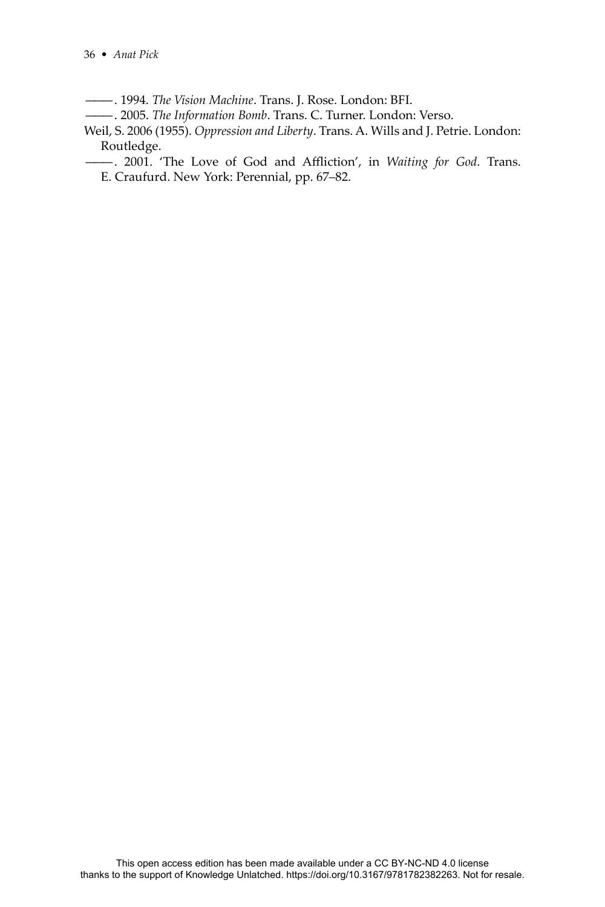———. 1994. *The Vision Machine*. Trans. J. Rose. London: BFI.

———. 2005. *The Information Bomb*. Trans. C. Turner. London: Verso.

Weil, S. 2006 (1955). *Oppression and Liberty*. Trans. A. Wills and J. Petrie. London: Routledge.

———. 2001. 'The Love of God and Affliction', in *Waiting for God*. Trans. E. Craufurd. New York: Perennial, pp. 67–82.

This open access edition has been made available under a CC BY-NC-ND 4.0 license thanks to the support of Knowledge Unlatched. https://doi.org/10.3167/9781782382263. Not for resale.